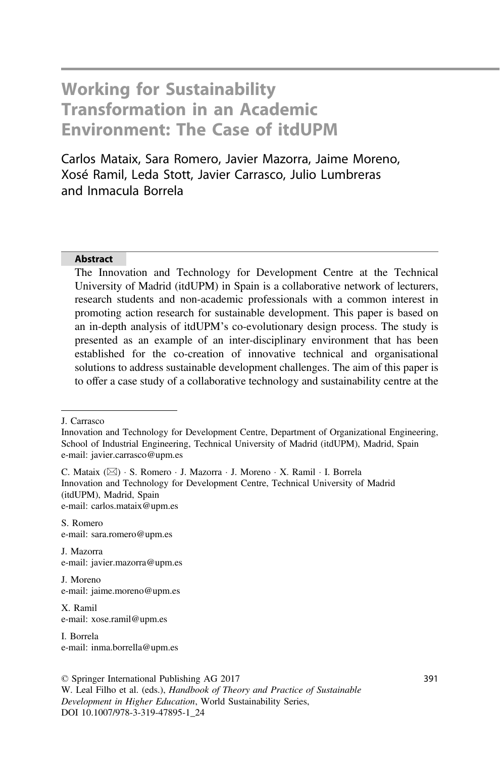# Working for Sustainability Transformation in an Academic Environment: The Case of itdUPM

Carlos Mataix, Sara Romero, Javier Mazorra, Jaime Moreno, Xosé Ramil, Leda Stott, Javier Carrasco, Julio Lumbreras and Inmacula Borrela

## Abstract

The Innovation and Technology for Development Centre at the Technical University of Madrid (itdUPM) in Spain is a collaborative network of lecturers, research students and non-academic professionals with a common interest in promoting action research for sustainable development. This paper is based on an in-depth analysis of itdUPM's co-evolutionary design process. The study is presented as an example of an inter-disciplinary environment that has been established for the co-creation of innovative technical and organisational solutions to address sustainable development challenges. The aim of this paper is to offer a case study of a collaborative technology and sustainability centre at the

---

J. Carrasco
Innovation and Technology for Development Centre, Department of Organizational Engineering, School of Industrial Engineering, Technical University of Madrid (itdUPM), Madrid, Spain
e-mail: javier.carrasco@upm.es

C. Mataix (✉) · S. Romero · J. Mazorra · J. Moreno · X. Ramil · I. Borrela
Innovation and Technology for Development Centre, Technical University of Madrid (itdUPM), Madrid, Spain
e-mail: carlos.mataix@upm.es

S. Romero
e-mail: sara.romero@upm.es

J. Mazorra
e-mail: javier.mazorra@upm.es

J. Moreno
e-mail: jaime.moreno@upm.es

X. Ramil
e-mail: xose.ramil@upm.es

I. Borrela
e-mail: inma.borrella@upm.es

© Springer International Publishing AG 2017
W. Leal Filho et al. (eds.), *Handbook of Theory and Practice of Sustainable Development in Higher Education*, World Sustainability Series,
DOI 10.1007/978-3-319-47895-1_24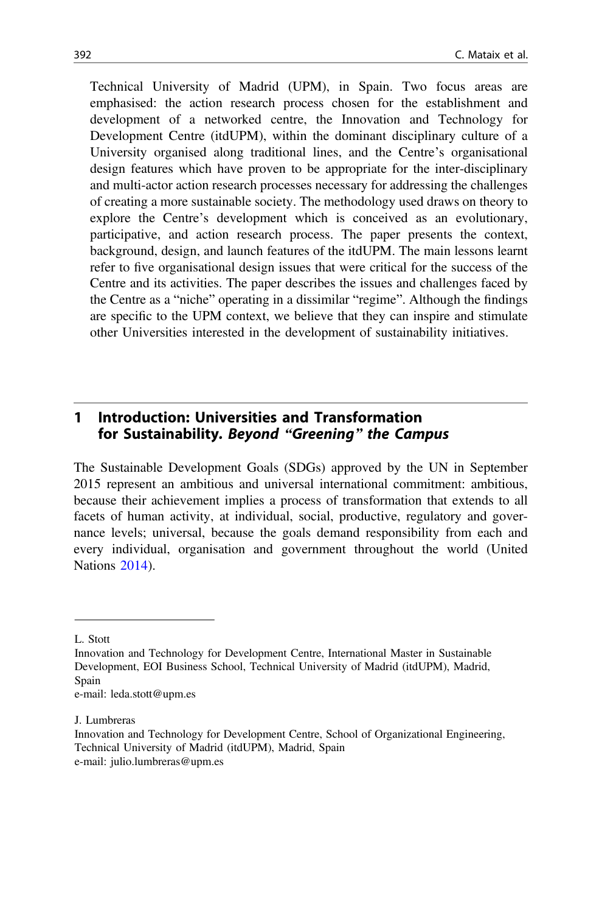Technical University of Madrid (UPM), in Spain. Two focus areas are emphasised: the action research process chosen for the establishment and development of a networked centre, the Innovation and Technology for Development Centre (itdUPM), within the dominant disciplinary culture of a University organised along traditional lines, and the Centre's organisational design features which have proven to be appropriate for the inter-disciplinary and multi-actor action research processes necessary for addressing the challenges of creating a more sustainable society. The methodology used draws on theory to explore the Centre's development which is conceived as an evolutionary, participative, and action research process. The paper presents the context, background, design, and launch features of the itdUPM. The main lessons learnt refer to five organisational design issues that were critical for the success of the Centre and its activities. The paper describes the issues and challenges faced by the Centre as a "niche" operating in a dissimilar "regime". Although the findings are specific to the UPM context, we believe that they can inspire and stimulate other Universities interested in the development of sustainability initiatives.

## 1 Introduction: Universities and Transformation for Sustainability. *Beyond "Greening" the Campus*

The Sustainable Development Goals (SDGs) approved by the UN in September 2015 represent an ambitious and universal international commitment: ambitious, because their achievement implies a process of transformation that extends to all facets of human activity, at individual, social, productive, regulatory and governance levels; universal, because the goals demand responsibility from each and every individual, organisation and government throughout the world (United Nations 2014).

---

L. Stott
Innovation and Technology for Development Centre, International Master in Sustainable Development, EOI Business School, Technical University of Madrid (itdUPM), Madrid, Spain
e-mail: leda.stott@upm.es

J. Lumbreras
Innovation and Technology for Development Centre, School of Organizational Engineering, Technical University of Madrid (itdUPM), Madrid, Spain
e-mail: julio.lumbreras@upm.es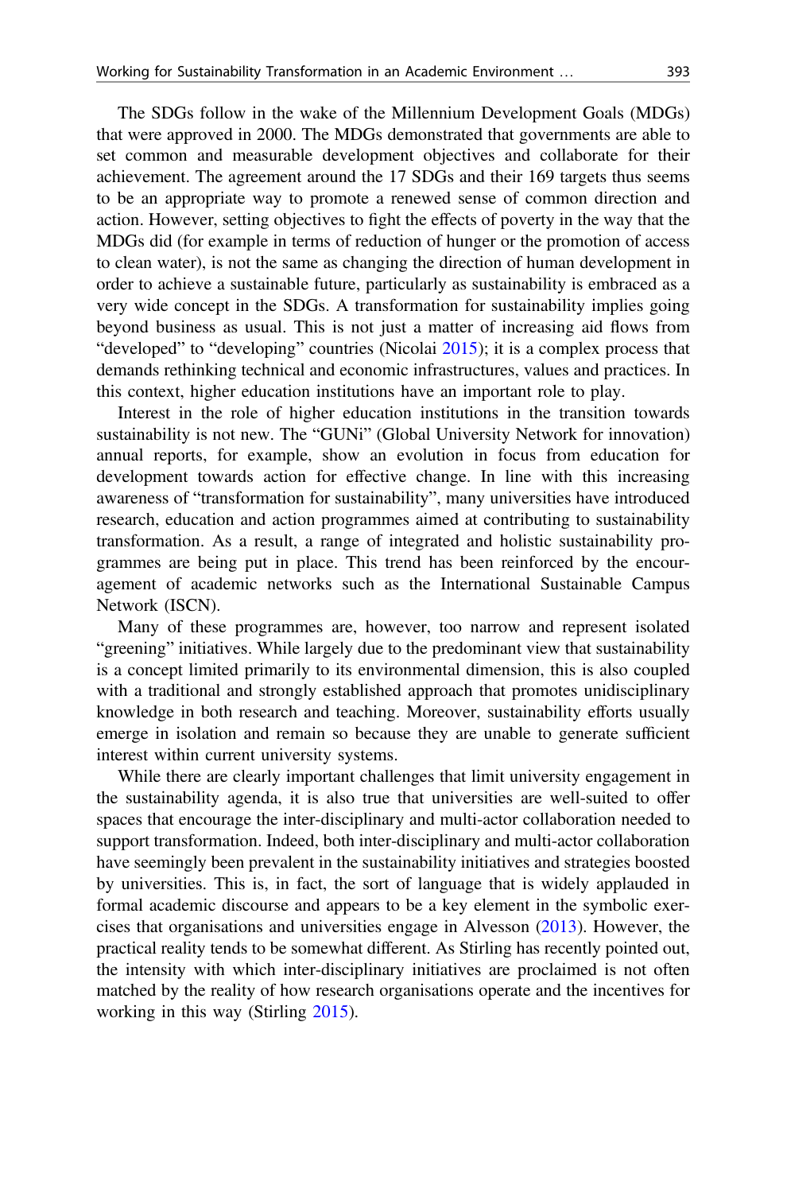The SDGs follow in the wake of the Millennium Development Goals (MDGs) that were approved in 2000. The MDGs demonstrated that governments are able to set common and measurable development objectives and collaborate for their achievement. The agreement around the 17 SDGs and their 169 targets thus seems to be an appropriate way to promote a renewed sense of common direction and action. However, setting objectives to fight the effects of poverty in the way that the MDGs did (for example in terms of reduction of hunger or the promotion of access to clean water), is not the same as changing the direction of human development in order to achieve a sustainable future, particularly as sustainability is embraced as a very wide concept in the SDGs. A transformation for sustainability implies going beyond business as usual. This is not just a matter of increasing aid flows from "developed" to "developing" countries (Nicolai 2015); it is a complex process that demands rethinking technical and economic infrastructures, values and practices. In this context, higher education institutions have an important role to play.

Interest in the role of higher education institutions in the transition towards sustainability is not new. The "GUNi" (Global University Network for innovation) annual reports, for example, show an evolution in focus from education for development towards action for effective change. In line with this increasing awareness of "transformation for sustainability", many universities have introduced research, education and action programmes aimed at contributing to sustainability transformation. As a result, a range of integrated and holistic sustainability programmes are being put in place. This trend has been reinforced by the encouragement of academic networks such as the International Sustainable Campus Network (ISCN).

Many of these programmes are, however, too narrow and represent isolated "greening" initiatives. While largely due to the predominant view that sustainability is a concept limited primarily to its environmental dimension, this is also coupled with a traditional and strongly established approach that promotes unidisciplinary knowledge in both research and teaching. Moreover, sustainability efforts usually emerge in isolation and remain so because they are unable to generate sufficient interest within current university systems.

While there are clearly important challenges that limit university engagement in the sustainability agenda, it is also true that universities are well-suited to offer spaces that encourage the inter-disciplinary and multi-actor collaboration needed to support transformation. Indeed, both inter-disciplinary and multi-actor collaboration have seemingly been prevalent in the sustainability initiatives and strategies boosted by universities. This is, in fact, the sort of language that is widely applauded in formal academic discourse and appears to be a key element in the symbolic exercises that organisations and universities engage in Alvesson (2013). However, the practical reality tends to be somewhat different. As Stirling has recently pointed out, the intensity with which inter-disciplinary initiatives are proclaimed is not often matched by the reality of how research organisations operate and the incentives for working in this way (Stirling 2015).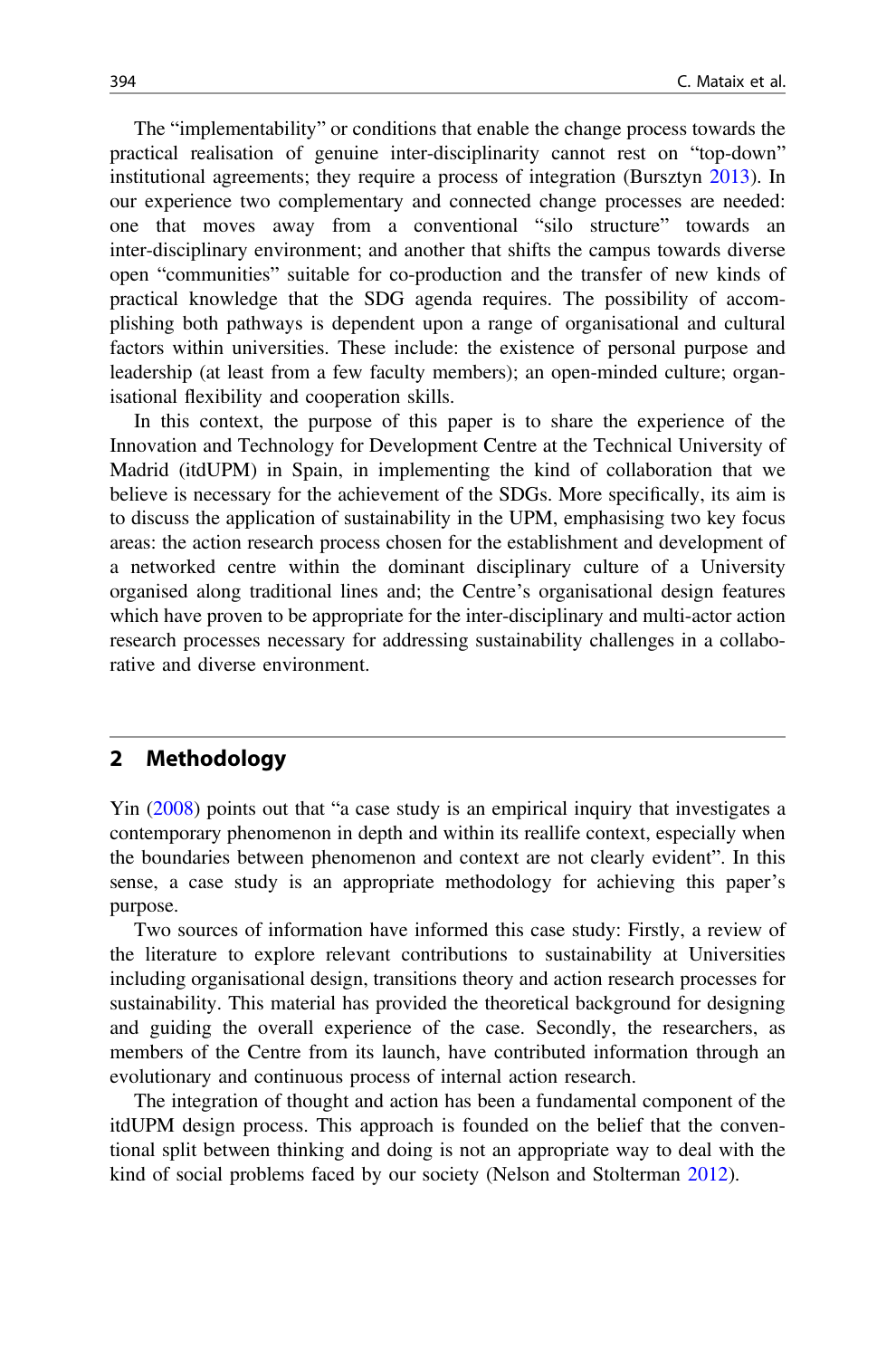The "implementability" or conditions that enable the change process towards the practical realisation of genuine inter-disciplinarity cannot rest on "top-down" institutional agreements; they require a process of integration (Bursztyn 2013). In our experience two complementary and connected change processes are needed: one that moves away from a conventional "silo structure" towards an inter-disciplinary environment; and another that shifts the campus towards diverse open "communities" suitable for co-production and the transfer of new kinds of practical knowledge that the SDG agenda requires. The possibility of accomplishing both pathways is dependent upon a range of organisational and cultural factors within universities. These include: the existence of personal purpose and leadership (at least from a few faculty members); an open-minded culture; organisational flexibility and cooperation skills.

In this context, the purpose of this paper is to share the experience of the Innovation and Technology for Development Centre at the Technical University of Madrid (itdUPM) in Spain, in implementing the kind of collaboration that we believe is necessary for the achievement of the SDGs. More specifically, its aim is to discuss the application of sustainability in the UPM, emphasising two key focus areas: the action research process chosen for the establishment and development of a networked centre within the dominant disciplinary culture of a University organised along traditional lines and; the Centre's organisational design features which have proven to be appropriate for the inter-disciplinary and multi-actor action research processes necessary for addressing sustainability challenges in a collaborative and diverse environment.

## 2 Methodology

Yin (2008) points out that "a case study is an empirical inquiry that investigates a contemporary phenomenon in depth and within its reallife context, especially when the boundaries between phenomenon and context are not clearly evident". In this sense, a case study is an appropriate methodology for achieving this paper's purpose.

Two sources of information have informed this case study: Firstly, a review of the literature to explore relevant contributions to sustainability at Universities including organisational design, transitions theory and action research processes for sustainability. This material has provided the theoretical background for designing and guiding the overall experience of the case. Secondly, the researchers, as members of the Centre from its launch, have contributed information through an evolutionary and continuous process of internal action research.

The integration of thought and action has been a fundamental component of the itdUPM design process. This approach is founded on the belief that the conventional split between thinking and doing is not an appropriate way to deal with the kind of social problems faced by our society (Nelson and Stolterman 2012).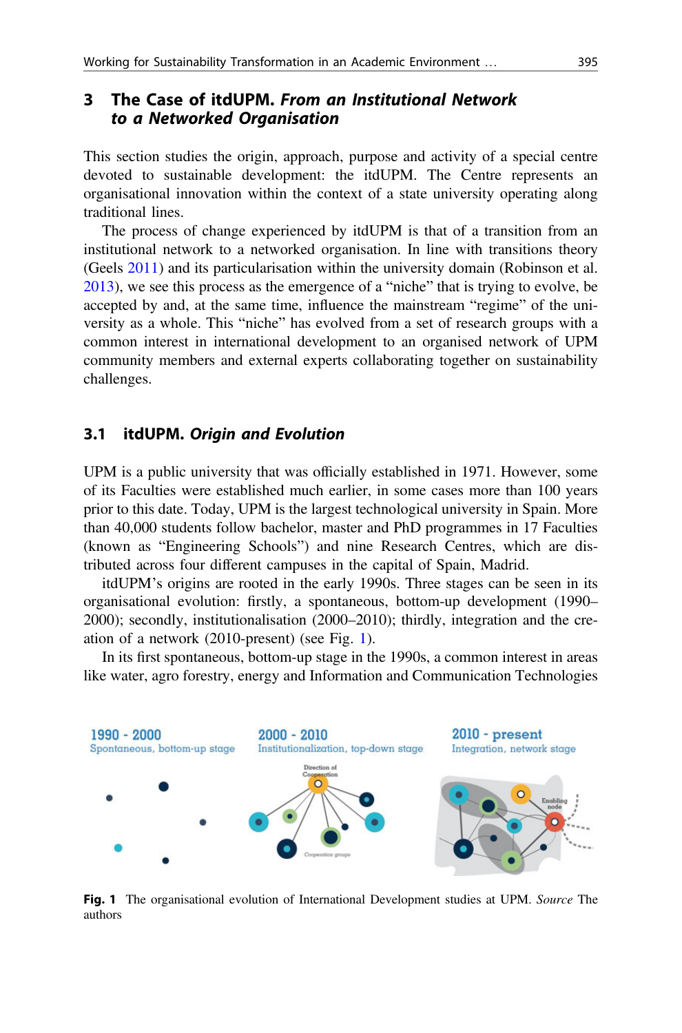## 3 The Case of itdUPM. *From an Institutional Network to a Networked Organisation*

This section studies the origin, approach, purpose and activity of a special centre devoted to sustainable development: the itdUPM. The Centre represents an organisational innovation within the context of a state university operating along traditional lines.

The process of change experienced by itdUPM is that of a transition from an institutional network to a networked organisation. In line with transitions theory (Geels 2011) and its particularisation within the university domain (Robinson et al. 2013), we see this process as the emergence of a "niche" that is trying to evolve, be accepted by and, at the same time, influence the mainstream "regime" of the university as a whole. This "niche" has evolved from a set of research groups with a common interest in international development to an organised network of UPM community members and external experts collaborating together on sustainability challenges.

### 3.1 itdUPM. *Origin and Evolution*

UPM is a public university that was officially established in 1971. However, some of its Faculties were established much earlier, in some cases more than 100 years prior to this date. Today, UPM is the largest technological university in Spain. More than 40,000 students follow bachelor, master and PhD programmes in 17 Faculties (known as "Engineering Schools") and nine Research Centres, which are distributed across four different campuses in the capital of Spain, Madrid.

itdUPM's origins are rooted in the early 1990s. Three stages can be seen in its organisational evolution: firstly, a spontaneous, bottom-up development (1990–2000); secondly, institutionalisation (2000–2010); thirdly, integration and the creation of a network (2010-present) (see Fig. 1).

In its first spontaneous, bottom-up stage in the 1990s, a common interest in areas like water, agro forestry, energy and Information and Communication Technologies

**Fig. 1** The organisational evolution of International Development studies at UPM. *Source* The authors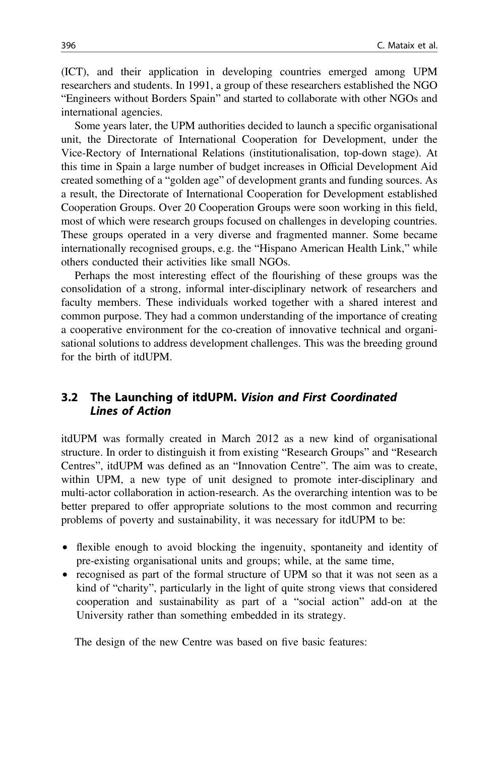(ICT), and their application in developing countries emerged among UPM researchers and students. In 1991, a group of these researchers established the NGO "Engineers without Borders Spain" and started to collaborate with other NGOs and international agencies.

Some years later, the UPM authorities decided to launch a specific organisational unit, the Directorate of International Cooperation for Development, under the Vice-Rectory of International Relations (institutionalisation, top-down stage). At this time in Spain a large number of budget increases in Official Development Aid created something of a "golden age" of development grants and funding sources. As a result, the Directorate of International Cooperation for Development established Cooperation Groups. Over 20 Cooperation Groups were soon working in this field, most of which were research groups focused on challenges in developing countries. These groups operated in a very diverse and fragmented manner. Some became internationally recognised groups, e.g. the "Hispano American Health Link," while others conducted their activities like small NGOs.

Perhaps the most interesting effect of the flourishing of these groups was the consolidation of a strong, informal inter-disciplinary network of researchers and faculty members. These individuals worked together with a shared interest and common purpose. They had a common understanding of the importance of creating a cooperative environment for the co-creation of innovative technical and organisational solutions to address development challenges. This was the breeding ground for the birth of itdUPM.

### 3.2 The Launching of itdUPM. *Vision and First Coordinated Lines of Action*

itdUPM was formally created in March 2012 as a new kind of organisational structure. In order to distinguish it from existing "Research Groups" and "Research Centres", itdUPM was defined as an "Innovation Centre". The aim was to create, within UPM, a new type of unit designed to promote inter-disciplinary and multi-actor collaboration in action-research. As the overarching intention was to be better prepared to offer appropriate solutions to the most common and recurring problems of poverty and sustainability, it was necessary for itdUPM to be:

- flexible enough to avoid blocking the ingenuity, spontaneity and identity of pre-existing organisational units and groups; while, at the same time,
- recognised as part of the formal structure of UPM so that it was not seen as a kind of "charity", particularly in the light of quite strong views that considered cooperation and sustainability as part of a "social action" add-on at the University rather than something embedded in its strategy.

The design of the new Centre was based on five basic features: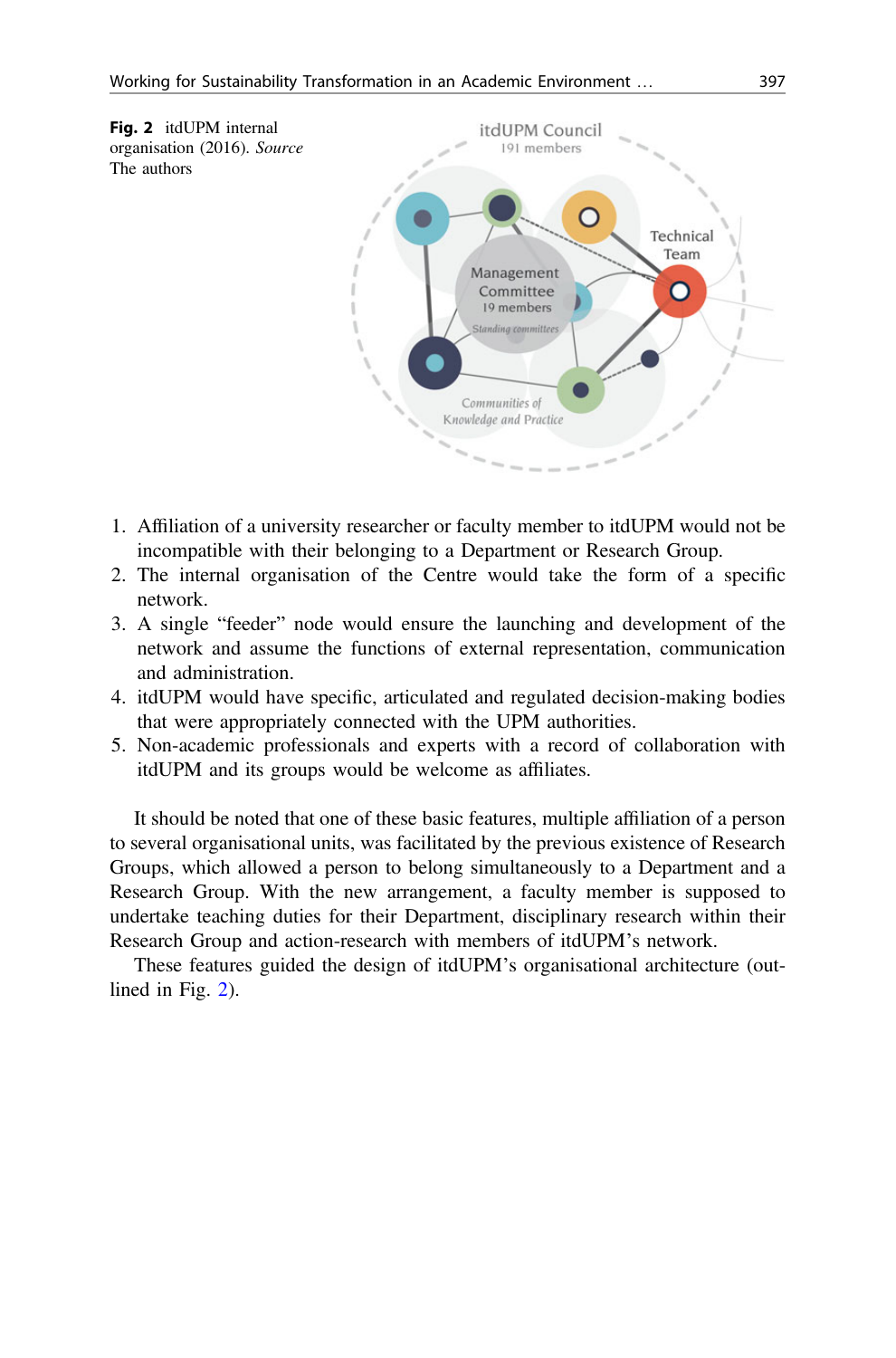**Fig. 2** itdUPM internal organisation (2016). *Source* The authors

1. Affiliation of a university researcher or faculty member to itdUPM would not be incompatible with their belonging to a Department or Research Group.
2. The internal organisation of the Centre would take the form of a specific network.
3. A single "feeder" node would ensure the launching and development of the network and assume the functions of external representation, communication and administration.
4. itdUPM would have specific, articulated and regulated decision-making bodies that were appropriately connected with the UPM authorities.
5. Non-academic professionals and experts with a record of collaboration with itdUPM and its groups would be welcome as affiliates.

It should be noted that one of these basic features, multiple affiliation of a person to several organisational units, was facilitated by the previous existence of Research Groups, which allowed a person to belong simultaneously to a Department and a Research Group. With the new arrangement, a faculty member is supposed to undertake teaching duties for their Department, disciplinary research within their Research Group and action-research with members of itdUPM's network.

These features guided the design of itdUPM's organisational architecture (outlined in Fig. 2).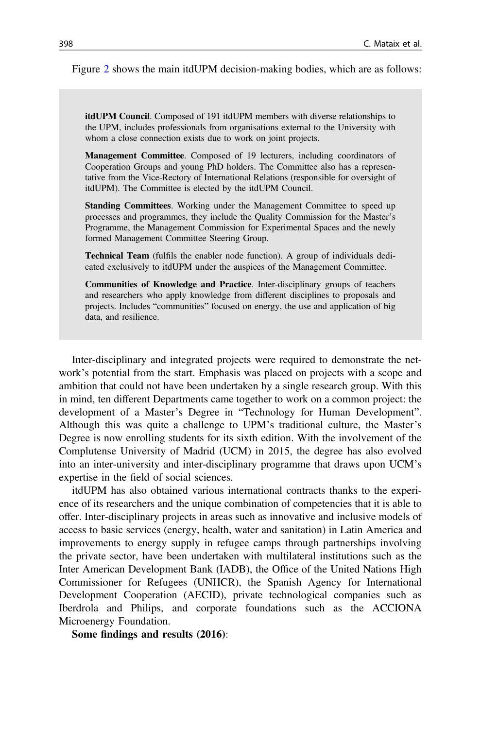Figure 2 shows the main itdUPM decision-making bodies, which are as follows:

**itdUPM Council**. Composed of 191 itdUPM members with diverse relationships to the UPM, includes professionals from organisations external to the University with whom a close connection exists due to work on joint projects.

**Management Committee**. Composed of 19 lecturers, including coordinators of Cooperation Groups and young PhD holders. The Committee also has a representative from the Vice-Rectory of International Relations (responsible for oversight of itdUPM). The Committee is elected by the itdUPM Council.

**Standing Committees**. Working under the Management Committee to speed up processes and programmes, they include the Quality Commission for the Master's Programme, the Management Commission for Experimental Spaces and the newly formed Management Committee Steering Group.

**Technical Team** (fulfils the enabler node function). A group of individuals dedicated exclusively to itdUPM under the auspices of the Management Committee.

**Communities of Knowledge and Practice**. Inter-disciplinary groups of teachers and researchers who apply knowledge from different disciplines to proposals and projects. Includes "communities" focused on energy, the use and application of big data, and resilience.

Inter-disciplinary and integrated projects were required to demonstrate the network's potential from the start. Emphasis was placed on projects with a scope and ambition that could not have been undertaken by a single research group. With this in mind, ten different Departments came together to work on a common project: the development of a Master's Degree in "Technology for Human Development". Although this was quite a challenge to UPM's traditional culture, the Master's Degree is now enrolling students for its sixth edition. With the involvement of the Complutense University of Madrid (UCM) in 2015, the degree has also evolved into an inter-university and inter-disciplinary programme that draws upon UCM's expertise in the field of social sciences.

itdUPM has also obtained various international contracts thanks to the experience of its researchers and the unique combination of competencies that it is able to offer. Inter-disciplinary projects in areas such as innovative and inclusive models of access to basic services (energy, health, water and sanitation) in Latin America and improvements to energy supply in refugee camps through partnerships involving the private sector, have been undertaken with multilateral institutions such as the Inter American Development Bank (IADB), the Office of the United Nations High Commissioner for Refugees (UNHCR), the Spanish Agency for International Development Cooperation (AECID), private technological companies such as Iberdrola and Philips, and corporate foundations such as the ACCIONA Microenergy Foundation.

**Some findings and results (2016)**: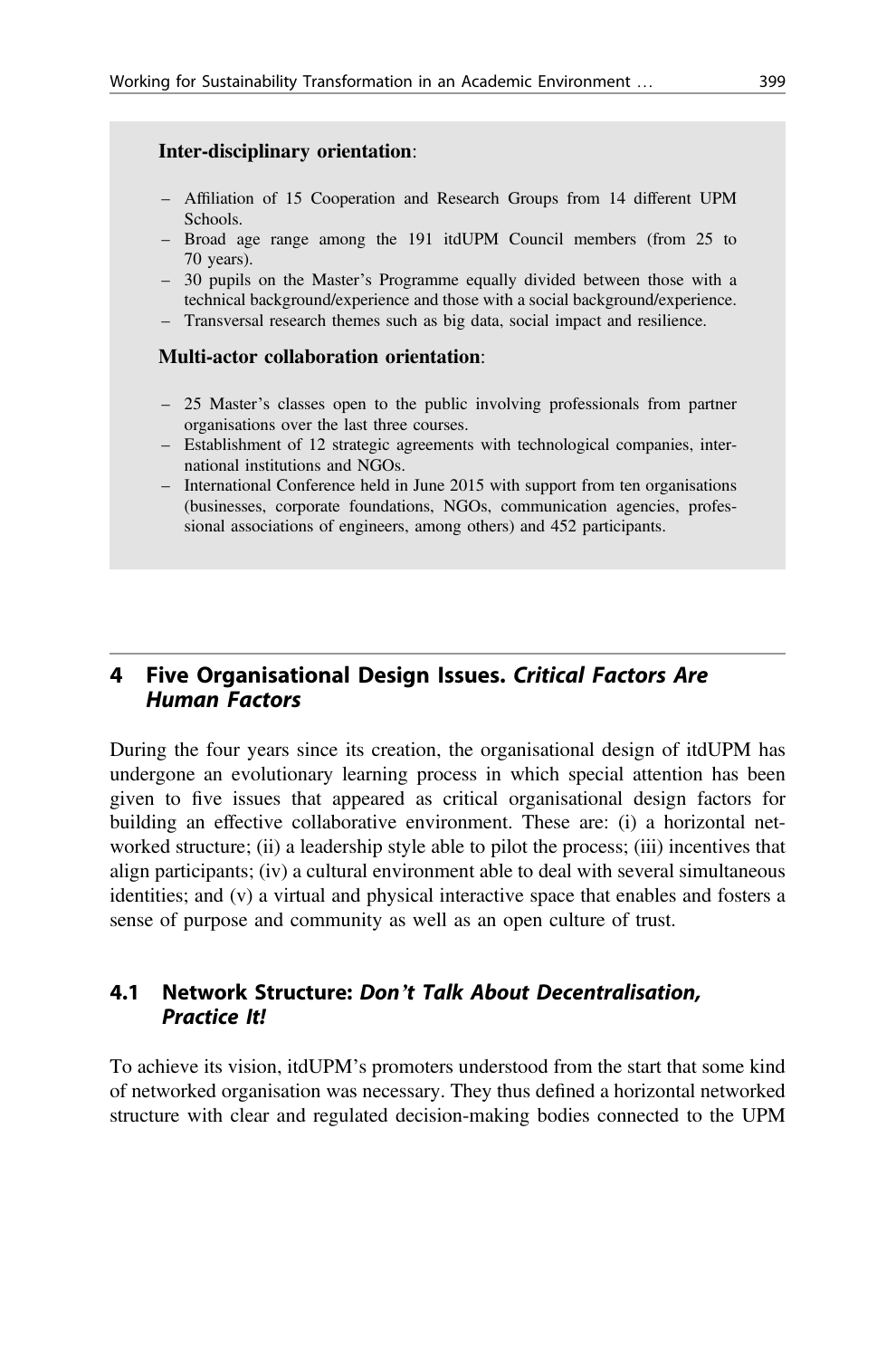**Inter-disciplinary orientation**:

- Affiliation of 15 Cooperation and Research Groups from 14 different UPM Schools.
- Broad age range among the 191 itdUPM Council members (from 25 to 70 years).
- 30 pupils on the Master's Programme equally divided between those with a technical background/experience and those with a social background/experience.
- Transversal research themes such as big data, social impact and resilience.

**Multi-actor collaboration orientation**:

- 25 Master's classes open to the public involving professionals from partner organisations over the last three courses.
- Establishment of 12 strategic agreements with technological companies, international institutions and NGOs.
- International Conference held in June 2015 with support from ten organisations (businesses, corporate foundations, NGOs, communication agencies, professional associations of engineers, among others) and 452 participants.

## 4 Five Organisational Design Issues. *Critical Factors Are Human Factors*

During the four years since its creation, the organisational design of itdUPM has undergone an evolutionary learning process in which special attention has been given to five issues that appeared as critical organisational design factors for building an effective collaborative environment. These are: (i) a horizontal networked structure; (ii) a leadership style able to pilot the process; (iii) incentives that align participants; (iv) a cultural environment able to deal with several simultaneous identities; and (v) a virtual and physical interactive space that enables and fosters a sense of purpose and community as well as an open culture of trust.

### 4.1 Network Structure: *Don't Talk About Decentralisation, Practice It!*

To achieve its vision, itdUPM's promoters understood from the start that some kind of networked organisation was necessary. They thus defined a horizontal networked structure with clear and regulated decision-making bodies connected to the UPM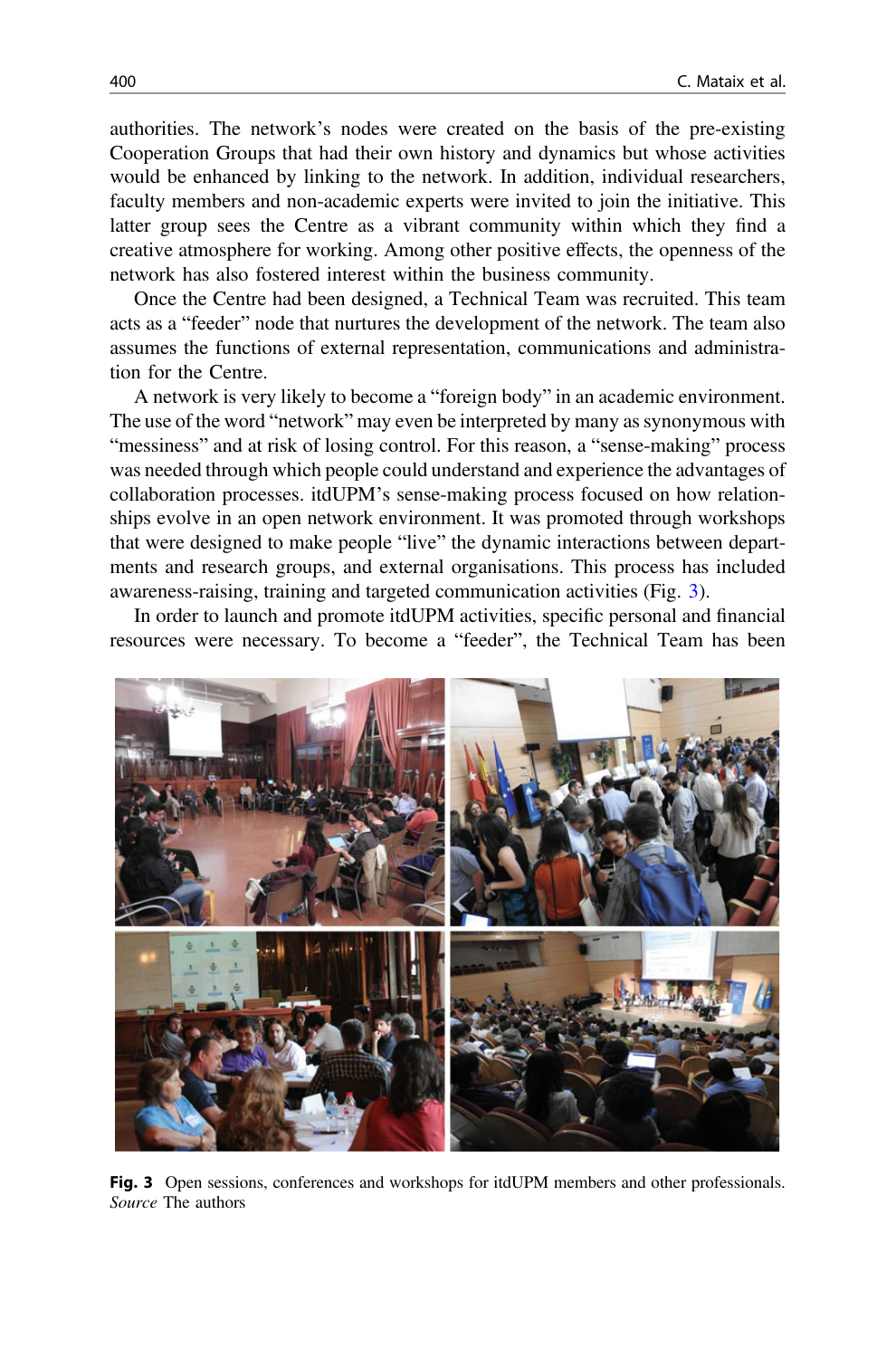authorities. The network's nodes were created on the basis of the pre-existing Cooperation Groups that had their own history and dynamics but whose activities would be enhanced by linking to the network. In addition, individual researchers, faculty members and non-academic experts were invited to join the initiative. This latter group sees the Centre as a vibrant community within which they find a creative atmosphere for working. Among other positive effects, the openness of the network has also fostered interest within the business community.

Once the Centre had been designed, a Technical Team was recruited. This team acts as a "feeder" node that nurtures the development of the network. The team also assumes the functions of external representation, communications and administration for the Centre.

A network is very likely to become a "foreign body" in an academic environment. The use of the word "network" may even be interpreted by many as synonymous with "messiness" and at risk of losing control. For this reason, a "sense-making" process was needed through which people could understand and experience the advantages of collaboration processes. itdUPM's sense-making process focused on how relationships evolve in an open network environment. It was promoted through workshops that were designed to make people "live" the dynamic interactions between departments and research groups, and external organisations. This process has included awareness-raising, training and targeted communication activities (Fig. 3).

In order to launch and promote itdUPM activities, specific personal and financial resources were necessary. To become a "feeder", the Technical Team has been

**Fig. 3** Open sessions, conferences and workshops for itdUPM members and other professionals. *Source* The authors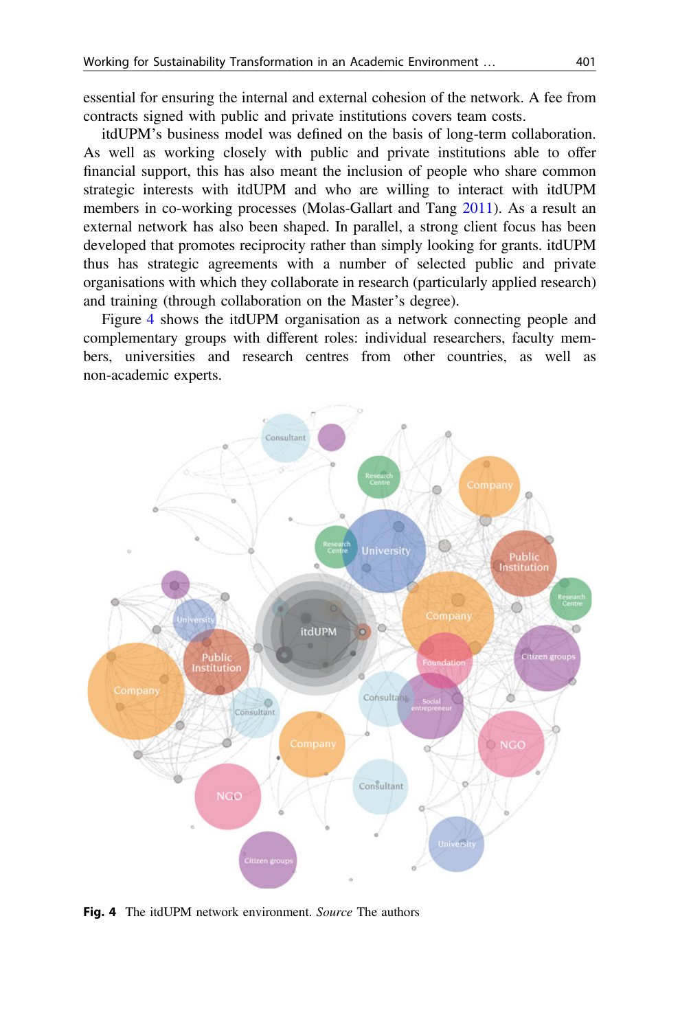essential for ensuring the internal and external cohesion of the network. A fee from contracts signed with public and private institutions covers team costs.

itdUPM's business model was defined on the basis of long-term collaboration. As well as working closely with public and private institutions able to offer financial support, this has also meant the inclusion of people who share common strategic interests with itdUPM and who are willing to interact with itdUPM members in co-working processes (Molas-Gallart and Tang 2011). As a result an external network has also been shaped. In parallel, a strong client focus has been developed that promotes reciprocity rather than simply looking for grants. itdUPM thus has strategic agreements with a number of selected public and private organisations with which they collaborate in research (particularly applied research) and training (through collaboration on the Master's degree).

Figure 4 shows the itdUPM organisation as a network connecting people and complementary groups with different roles: individual researchers, faculty members, universities and research centres from other countries, as well as non-academic experts.

**Fig. 4** The itdUPM network environment. *Source* The authors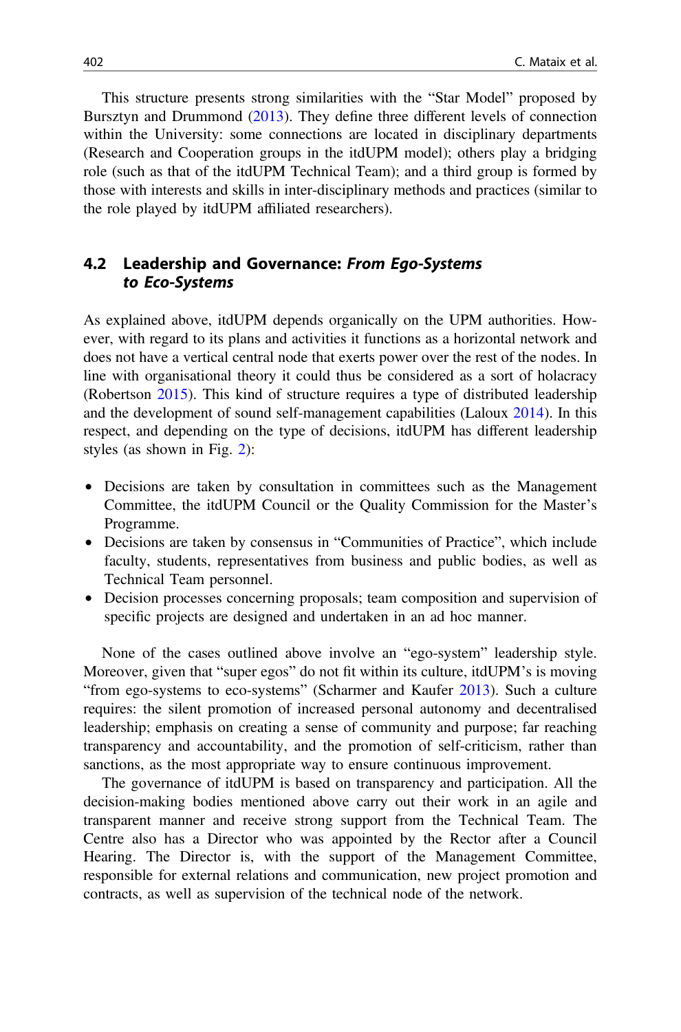This structure presents strong similarities with the “Star Model” proposed by Bursztyn and Drummond (2013). They define three different levels of connection within the University: some connections are located in disciplinary departments (Research and Cooperation groups in the itdUPM model); others play a bridging role (such as that of the itdUPM Technical Team); and a third group is formed by those with interests and skills in inter-disciplinary methods and practices (similar to the role played by itdUPM affiliated researchers).

## 4.2 Leadership and Governance: *From Ego-Systems to Eco-Systems*

As explained above, itdUPM depends organically on the UPM authorities. However, with regard to its plans and activities it functions as a horizontal network and does not have a vertical central node that exerts power over the rest of the nodes. In line with organisational theory it could thus be considered as a sort of holacracy (Robertson 2015). This kind of structure requires a type of distributed leadership and the development of sound self-management capabilities (Laloux 2014). In this respect, and depending on the type of decisions, itdUPM has different leadership styles (as shown in Fig. 2):

- Decisions are taken by consultation in committees such as the Management Committee, the itdUPM Council or the Quality Commission for the Master’s Programme.
- Decisions are taken by consensus in “Communities of Practice”, which include faculty, students, representatives from business and public bodies, as well as Technical Team personnel.
- Decision processes concerning proposals; team composition and supervision of specific projects are designed and undertaken in an ad hoc manner.

None of the cases outlined above involve an “ego-system” leadership style. Moreover, given that “super egos” do not fit within its culture, itdUPM’s is moving “from ego-systems to eco-systems” (Scharmer and Kaufer 2013). Such a culture requires: the silent promotion of increased personal autonomy and decentralised leadership; emphasis on creating a sense of community and purpose; far reaching transparency and accountability, and the promotion of self-criticism, rather than sanctions, as the most appropriate way to ensure continuous improvement.

The governance of itdUPM is based on transparency and participation. All the decision-making bodies mentioned above carry out their work in an agile and transparent manner and receive strong support from the Technical Team. The Centre also has a Director who was appointed by the Rector after a Council Hearing. The Director is, with the support of the Management Committee, responsible for external relations and communication, new project promotion and contracts, as well as supervision of the technical node of the network.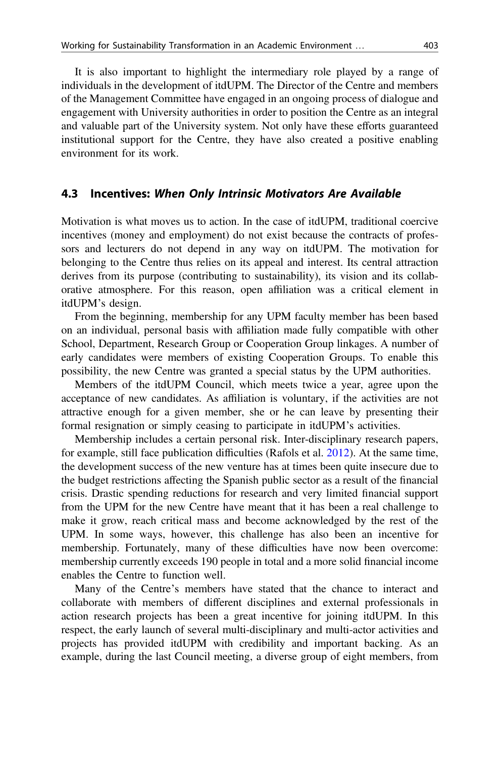It is also important to highlight the intermediary role played by a range of individuals in the development of itdUPM. The Director of the Centre and members of the Management Committee have engaged in an ongoing process of dialogue and engagement with University authorities in order to position the Centre as an integral and valuable part of the University system. Not only have these efforts guaranteed institutional support for the Centre, they have also created a positive enabling environment for its work.

### 4.3 Incentives: *When Only Intrinsic Motivators Are Available*

Motivation is what moves us to action. In the case of itdUPM, traditional coercive incentives (money and employment) do not exist because the contracts of professors and lecturers do not depend in any way on itdUPM. The motivation for belonging to the Centre thus relies on its appeal and interest. Its central attraction derives from its purpose (contributing to sustainability), its vision and its collaborative atmosphere. For this reason, open affiliation was a critical element in itdUPM's design.

From the beginning, membership for any UPM faculty member has been based on an individual, personal basis with affiliation made fully compatible with other School, Department, Research Group or Cooperation Group linkages. A number of early candidates were members of existing Cooperation Groups. To enable this possibility, the new Centre was granted a special status by the UPM authorities.

Members of the itdUPM Council, which meets twice a year, agree upon the acceptance of new candidates. As affiliation is voluntary, if the activities are not attractive enough for a given member, she or he can leave by presenting their formal resignation or simply ceasing to participate in itdUPM's activities.

Membership includes a certain personal risk. Inter-disciplinary research papers, for example, still face publication difficulties (Rafols et al. 2012). At the same time, the development success of the new venture has at times been quite insecure due to the budget restrictions affecting the Spanish public sector as a result of the financial crisis. Drastic spending reductions for research and very limited financial support from the UPM for the new Centre have meant that it has been a real challenge to make it grow, reach critical mass and become acknowledged by the rest of the UPM. In some ways, however, this challenge has also been an incentive for membership. Fortunately, many of these difficulties have now been overcome: membership currently exceeds 190 people in total and a more solid financial income enables the Centre to function well.

Many of the Centre's members have stated that the chance to interact and collaborate with members of different disciplines and external professionals in action research projects has been a great incentive for joining itdUPM. In this respect, the early launch of several multi-disciplinary and multi-actor activities and projects has provided itdUPM with credibility and important backing. As an example, during the last Council meeting, a diverse group of eight members, from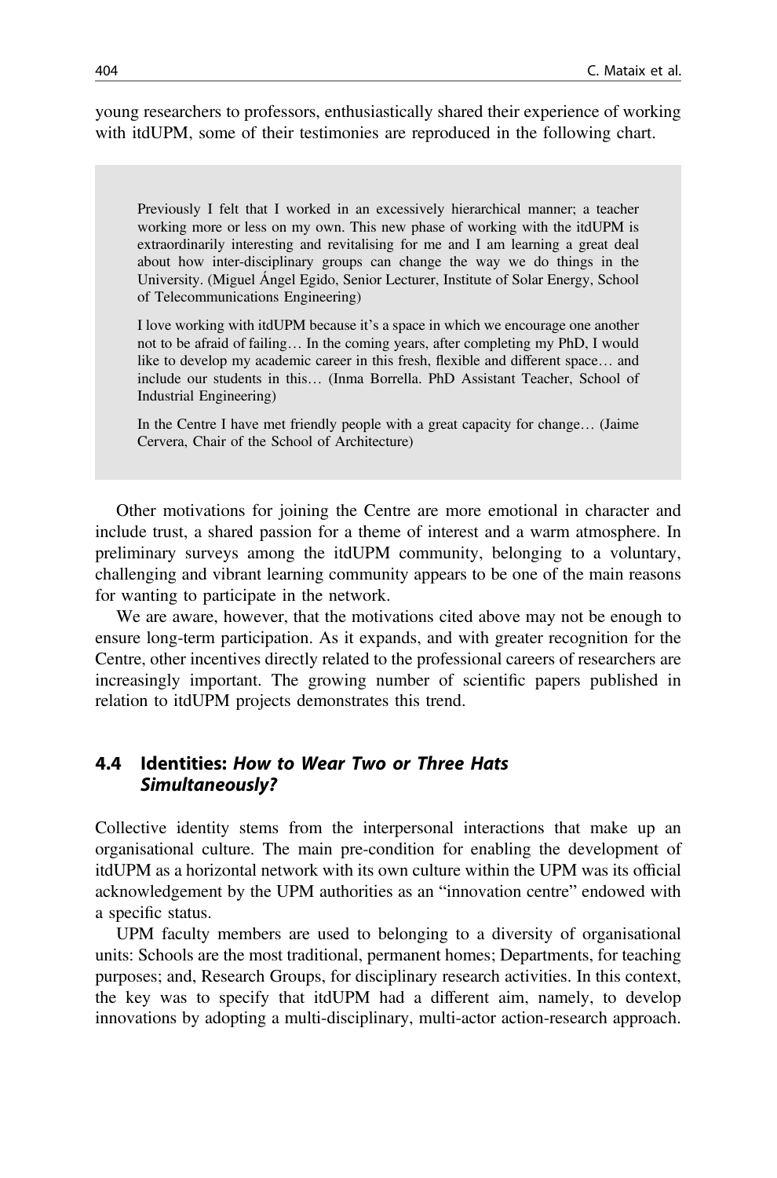young researchers to professors, enthusiastically shared their experience of working with itdUPM, some of their testimonies are reproduced in the following chart.

> Previously I felt that I worked in an excessively hierarchical manner; a teacher working more or less on my own. This new phase of working with the itdUPM is extraordinarily interesting and revitalising for me and I am learning a great deal about how inter-disciplinary groups can change the way we do things in the University. (Miguel Ángel Egido, Senior Lecturer, Institute of Solar Energy, School of Telecommunications Engineering)
>
> I love working with itdUPM because it's a space in which we encourage one another not to be afraid of failing… In the coming years, after completing my PhD, I would like to develop my academic career in this fresh, flexible and different space… and include our students in this… (Inma Borrella. PhD Assistant Teacher, School of Industrial Engineering)
>
> In the Centre I have met friendly people with a great capacity for change… (Jaime Cervera, Chair of the School of Architecture)

Other motivations for joining the Centre are more emotional in character and include trust, a shared passion for a theme of interest and a warm atmosphere. In preliminary surveys among the itdUPM community, belonging to a voluntary, challenging and vibrant learning community appears to be one of the main reasons for wanting to participate in the network.

We are aware, however, that the motivations cited above may not be enough to ensure long-term participation. As it expands, and with greater recognition for the Centre, other incentives directly related to the professional careers of researchers are increasingly important. The growing number of scientific papers published in relation to itdUPM projects demonstrates this trend.

## 4.4 Identities: *How to Wear Two or Three Hats Simultaneously?*

Collective identity stems from the interpersonal interactions that make up an organisational culture. The main pre-condition for enabling the development of itdUPM as a horizontal network with its own culture within the UPM was its official acknowledgement by the UPM authorities as an "innovation centre" endowed with a specific status.

UPM faculty members are used to belonging to a diversity of organisational units: Schools are the most traditional, permanent homes; Departments, for teaching purposes; and, Research Groups, for disciplinary research activities. In this context, the key was to specify that itdUPM had a different aim, namely, to develop innovations by adopting a multi-disciplinary, multi-actor action-research approach.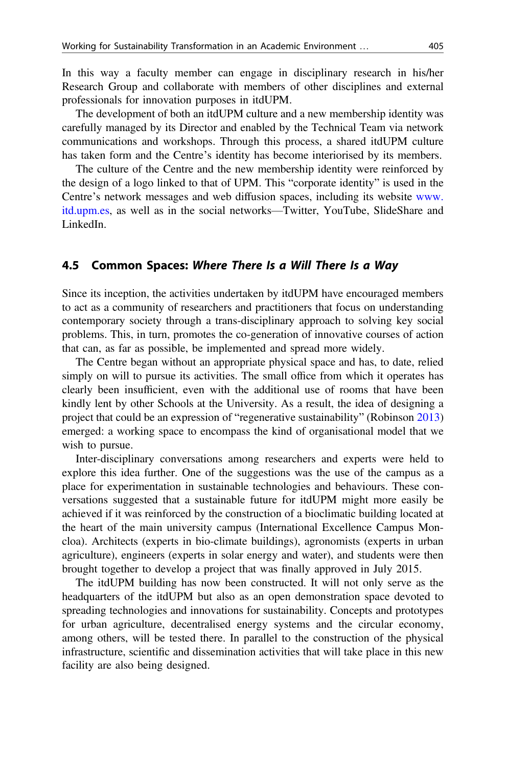In this way a faculty member can engage in disciplinary research in his/her Research Group and collaborate with members of other disciplines and external professionals for innovation purposes in itdUPM.

The development of both an itdUPM culture and a new membership identity was carefully managed by its Director and enabled by the Technical Team via network communications and workshops. Through this process, a shared itdUPM culture has taken form and the Centre's identity has become interiorised by its members.

The culture of the Centre and the new membership identity were reinforced by the design of a logo linked to that of UPM. This "corporate identity" is used in the Centre's network messages and web diffusion spaces, including its website www.itd.upm.es, as well as in the social networks—Twitter, YouTube, SlideShare and LinkedIn.

### 4.5 Common Spaces: *Where There Is a Will There Is a Way*

Since its inception, the activities undertaken by itdUPM have encouraged members to act as a community of researchers and practitioners that focus on understanding contemporary society through a trans-disciplinary approach to solving key social problems. This, in turn, promotes the co-generation of innovative courses of action that can, as far as possible, be implemented and spread more widely.

The Centre began without an appropriate physical space and has, to date, relied simply on will to pursue its activities. The small office from which it operates has clearly been insufficient, even with the additional use of rooms that have been kindly lent by other Schools at the University. As a result, the idea of designing a project that could be an expression of "regenerative sustainability" (Robinson 2013) emerged: a working space to encompass the kind of organisational model that we wish to pursue.

Inter-disciplinary conversations among researchers and experts were held to explore this idea further. One of the suggestions was the use of the campus as a place for experimentation in sustainable technologies and behaviours. These conversations suggested that a sustainable future for itdUPM might more easily be achieved if it was reinforced by the construction of a bioclimatic building located at the heart of the main university campus (International Excellence Campus Moncloa). Architects (experts in bio-climate buildings), agronomists (experts in urban agriculture), engineers (experts in solar energy and water), and students were then brought together to develop a project that was finally approved in July 2015.

The itdUPM building has now been constructed. It will not only serve as the headquarters of the itdUPM but also as an open demonstration space devoted to spreading technologies and innovations for sustainability. Concepts and prototypes for urban agriculture, decentralised energy systems and the circular economy, among others, will be tested there. In parallel to the construction of the physical infrastructure, scientific and dissemination activities that will take place in this new facility are also being designed.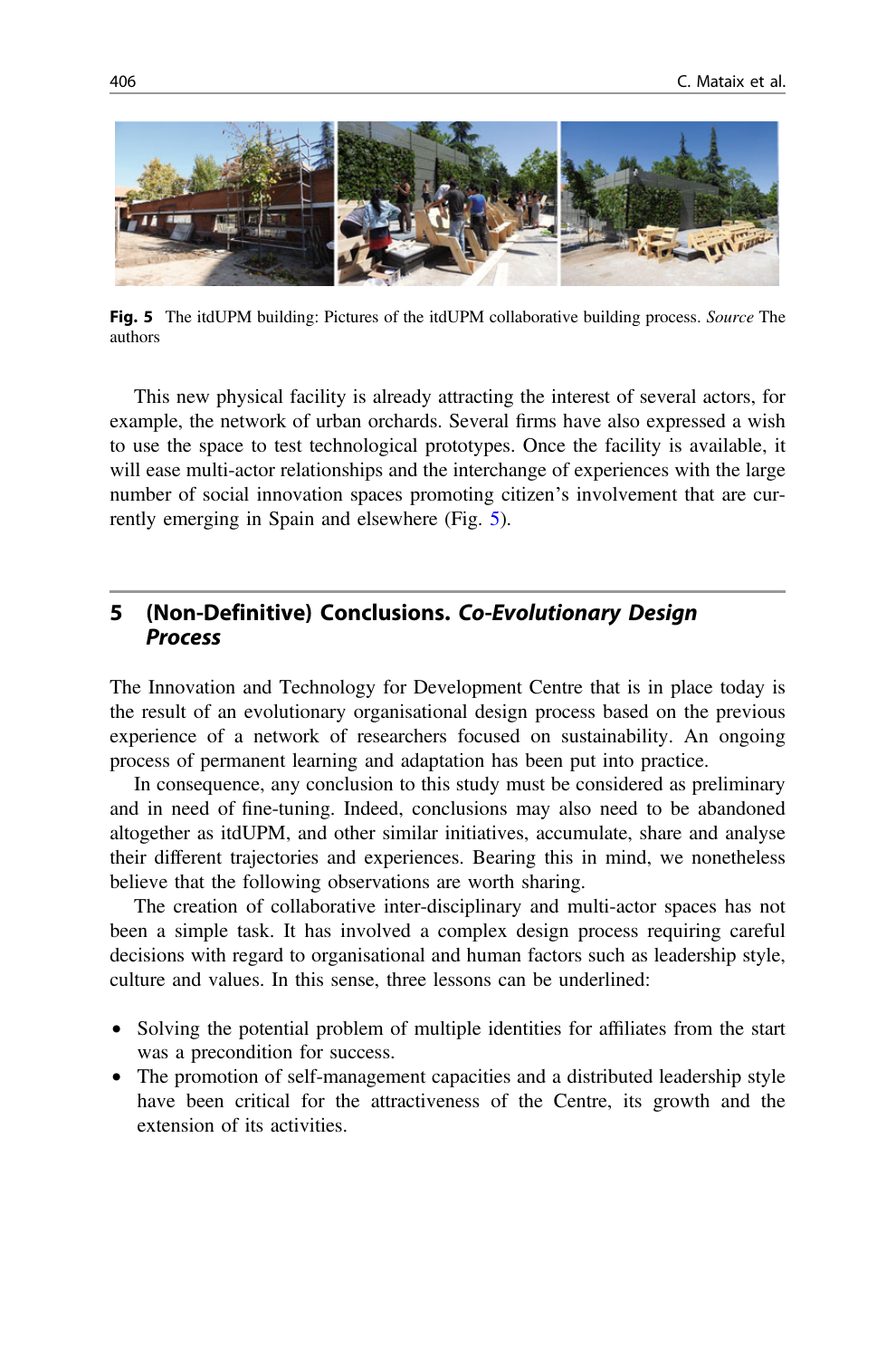**Fig. 5** The itdUPM building: Pictures of the itdUPM collaborative building process. *Source* The authors

This new physical facility is already attracting the interest of several actors, for example, the network of urban orchards. Several firms have also expressed a wish to use the space to test technological prototypes. Once the facility is available, it will ease multi-actor relationships and the interchange of experiences with the large number of social innovation spaces promoting citizen's involvement that are currently emerging in Spain and elsewhere (Fig. 5).

## 5 (Non-Definitive) Conclusions. *Co-Evolutionary Design Process*

The Innovation and Technology for Development Centre that is in place today is the result of an evolutionary organisational design process based on the previous experience of a network of researchers focused on sustainability. An ongoing process of permanent learning and adaptation has been put into practice.

In consequence, any conclusion to this study must be considered as preliminary and in need of fine-tuning. Indeed, conclusions may also need to be abandoned altogether as itdUPM, and other similar initiatives, accumulate, share and analyse their different trajectories and experiences. Bearing this in mind, we nonetheless believe that the following observations are worth sharing.

The creation of collaborative inter-disciplinary and multi-actor spaces has not been a simple task. It has involved a complex design process requiring careful decisions with regard to organisational and human factors such as leadership style, culture and values. In this sense, three lessons can be underlined:

- Solving the potential problem of multiple identities for affiliates from the start was a precondition for success.
- The promotion of self-management capacities and a distributed leadership style have been critical for the attractiveness of the Centre, its growth and the extension of its activities.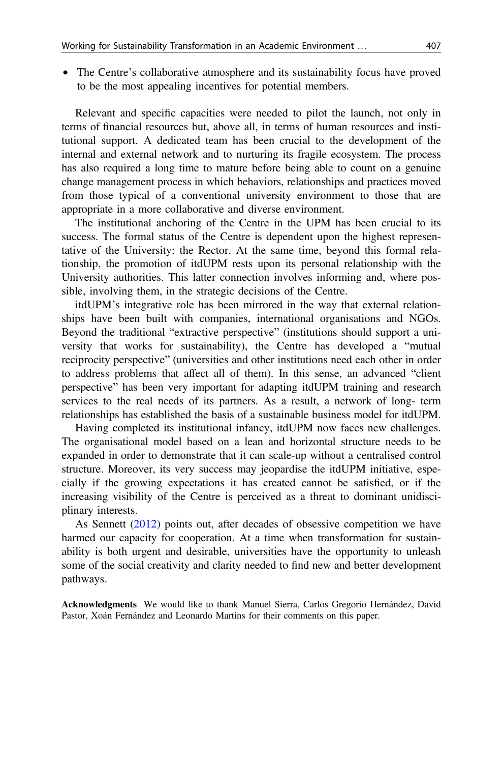- The Centre's collaborative atmosphere and its sustainability focus have proved to be the most appealing incentives for potential members.

Relevant and specific capacities were needed to pilot the launch, not only in terms of financial resources but, above all, in terms of human resources and institutional support. A dedicated team has been crucial to the development of the internal and external network and to nurturing its fragile ecosystem. The process has also required a long time to mature before being able to count on a genuine change management process in which behaviors, relationships and practices moved from those typical of a conventional university environment to those that are appropriate in a more collaborative and diverse environment.

The institutional anchoring of the Centre in the UPM has been crucial to its success. The formal status of the Centre is dependent upon the highest representative of the University: the Rector. At the same time, beyond this formal relationship, the promotion of itdUPM rests upon its personal relationship with the University authorities. This latter connection involves informing and, where possible, involving them, in the strategic decisions of the Centre.

itdUPM's integrative role has been mirrored in the way that external relationships have been built with companies, international organisations and NGOs. Beyond the traditional "extractive perspective" (institutions should support a university that works for sustainability), the Centre has developed a "mutual reciprocity perspective" (universities and other institutions need each other in order to address problems that affect all of them). In this sense, an advanced "client perspective" has been very important for adapting itdUPM training and research services to the real needs of its partners. As a result, a network of long- term relationships has established the basis of a sustainable business model for itdUPM.

Having completed its institutional infancy, itdUPM now faces new challenges. The organisational model based on a lean and horizontal structure needs to be expanded in order to demonstrate that it can scale-up without a centralised control structure. Moreover, its very success may jeopardise the itdUPM initiative, especially if the growing expectations it has created cannot be satisfied, or if the increasing visibility of the Centre is perceived as a threat to dominant unidisciplinary interests.

As Sennett (2012) points out, after decades of obsessive competition we have harmed our capacity for cooperation. At a time when transformation for sustainability is both urgent and desirable, universities have the opportunity to unleash some of the social creativity and clarity needed to find new and better development pathways.

**Acknowledgments** We would like to thank Manuel Sierra, Carlos Gregorio Hernández, David Pastor, Xoán Fernández and Leonardo Martins for their comments on this paper.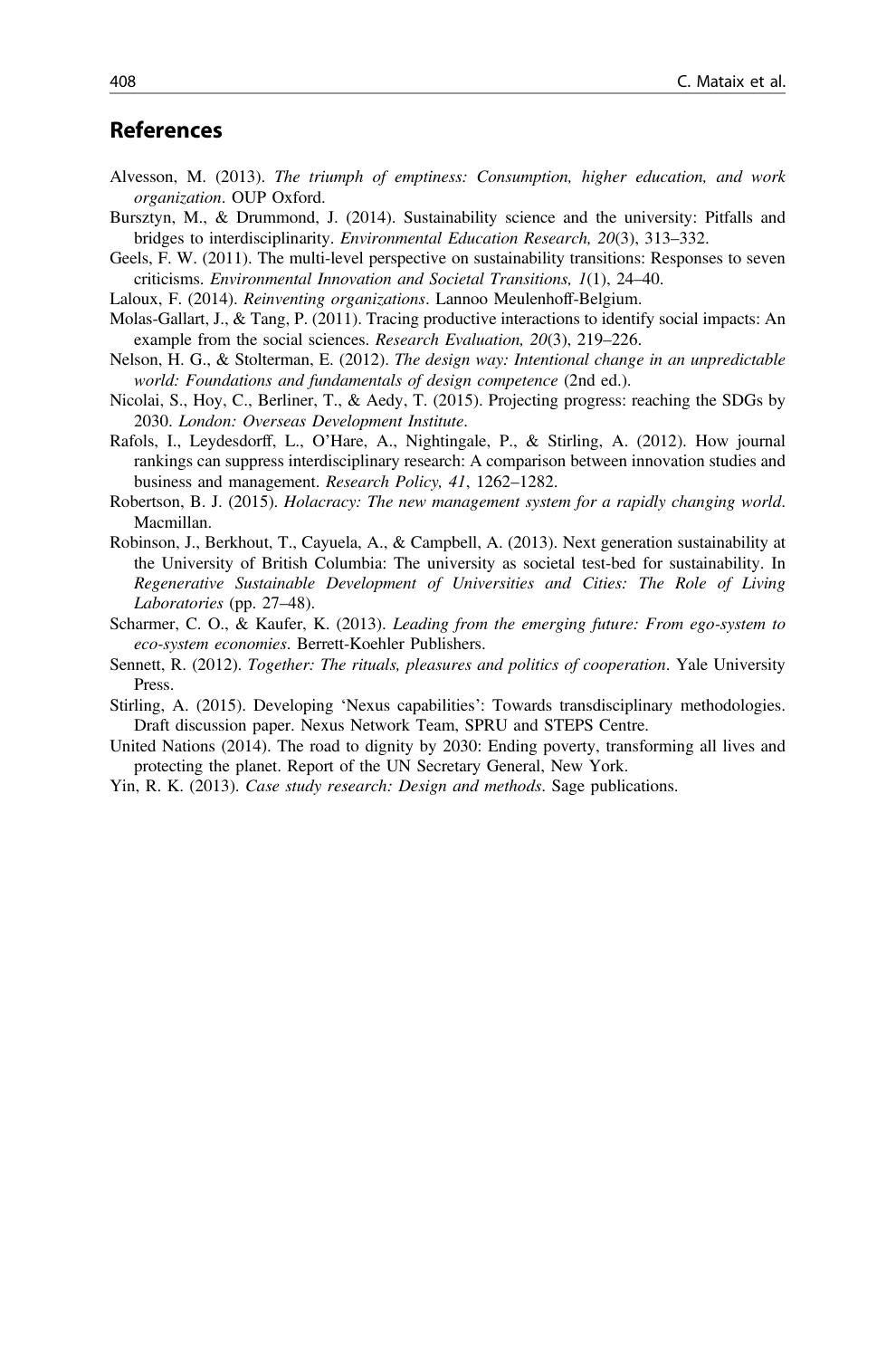## References

Alvesson, M. (2013). *The triumph of emptiness: Consumption, higher education, and work organization*. OUP Oxford.

Bursztyn, M., & Drummond, J. (2014). Sustainability science and the university: Pitfalls and bridges to interdisciplinarity. *Environmental Education Research, 20*(3), 313–332.

Geels, F. W. (2011). The multi-level perspective on sustainability transitions: Responses to seven criticisms. *Environmental Innovation and Societal Transitions, 1*(1), 24–40.

Laloux, F. (2014). *Reinventing organizations*. Lannoo Meulenhoff-Belgium.

Molas-Gallart, J., & Tang, P. (2011). Tracing productive interactions to identify social impacts: An example from the social sciences. *Research Evaluation, 20*(3), 219–226.

Nelson, H. G., & Stolterman, E. (2012). *The design way: Intentional change in an unpredictable world: Foundations and fundamentals of design competence* (2nd ed.).

Nicolai, S., Hoy, C., Berliner, T., & Aedy, T. (2015). Projecting progress: reaching the SDGs by 2030. *London: Overseas Development Institute*.

Rafols, I., Leydesdorff, L., O'Hare, A., Nightingale, P., & Stirling, A. (2012). How journal rankings can suppress interdisciplinary research: A comparison between innovation studies and business and management. *Research Policy, 41*, 1262–1282.

Robertson, B. J. (2015). *Holacracy: The new management system for a rapidly changing world*. Macmillan.

Robinson, J., Berkhout, T., Cayuela, A., & Campbell, A. (2013). Next generation sustainability at the University of British Columbia: The university as societal test-bed for sustainability. In *Regenerative Sustainable Development of Universities and Cities: The Role of Living Laboratories* (pp. 27–48).

Scharmer, C. O., & Kaufer, K. (2013). *Leading from the emerging future: From ego-system to eco-system economies*. Berrett-Koehler Publishers.

Sennett, R. (2012). *Together: The rituals, pleasures and politics of cooperation*. Yale University Press.

Stirling, A. (2015). Developing 'Nexus capabilities': Towards transdisciplinary methodologies. Draft discussion paper. Nexus Network Team, SPRU and STEPS Centre.

United Nations (2014). The road to dignity by 2030: Ending poverty, transforming all lives and protecting the planet. Report of the UN Secretary General, New York.

Yin, R. K. (2013). *Case study research: Design and methods*. Sage publications.